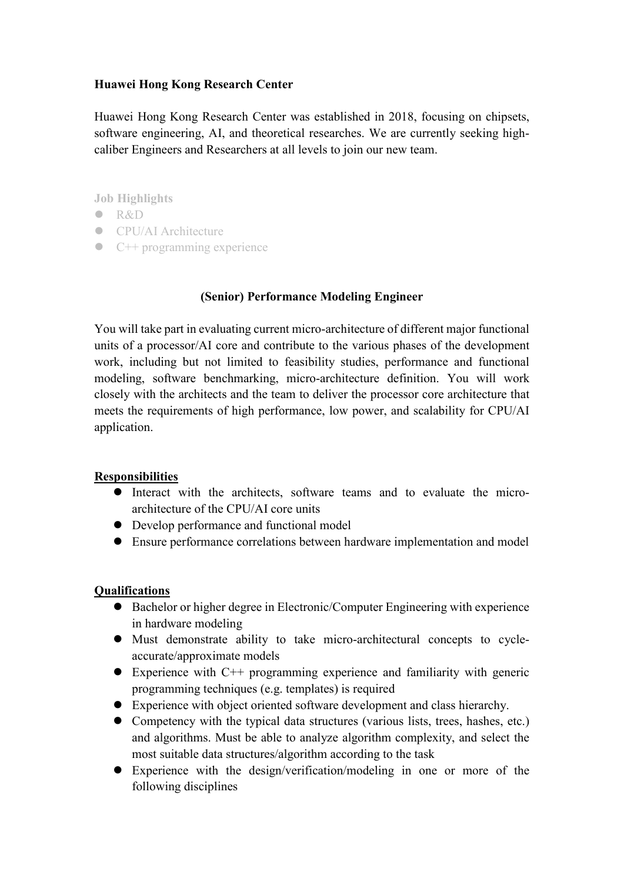**Huawei Hong Kong Research Center**

Huawei Hong Kong Research Center was established in 2018, focusing on chipsets, software engineering, AI, and theoretical researches. We are currently seeking high-caliber Engineers and Researchers at all levels to join our new team.

**Job Highlights**

- R&D
- CPU/AI Architecture
- C++ programming experience

## (Senior) Performance Modeling Engineer

You will take part in evaluating current micro-architecture of different major functional units of a processor/AI core and contribute to the various phases of the development work, including but not limited to feasibility studies, performance and functional modeling, software benchmarking, micro-architecture definition. You will work closely with the architects and the team to deliver the processor core architecture that meets the requirements of high performance, low power, and scalability for CPU/AI application.

### Responsibilities

- Interact with the architects, software teams and to evaluate the micro-architecture of the CPU/AI core units
- Develop performance and functional model
- Ensure performance correlations between hardware implementation and model

### Qualifications

- Bachelor or higher degree in Electronic/Computer Engineering with experience in hardware modeling
- Must demonstrate ability to take micro-architectural concepts to cycle-accurate/approximate models
- Experience with C++ programming experience and familiarity with generic programming techniques (e.g. templates) is required
- Experience with object oriented software development and class hierarchy.
- Competency with the typical data structures (various lists, trees, hashes, etc.) and algorithms. Must be able to analyze algorithm complexity, and select the most suitable data structures/algorithm according to the task
- Experience with the design/verification/modeling in one or more of the following disciplines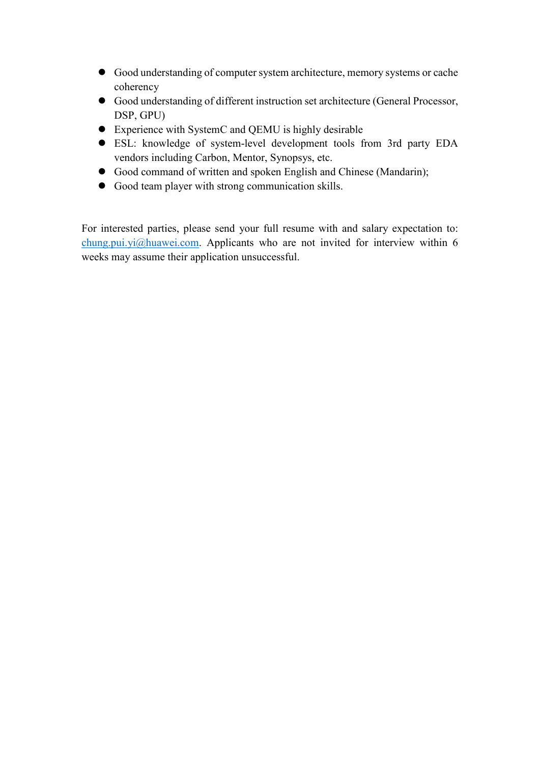- Good understanding of computer system architecture, memory systems or cache coherency
- Good understanding of different instruction set architecture (General Processor, DSP, GPU)
- Experience with SystemC and QEMU is highly desirable
- ESL: knowledge of system-level development tools from 3rd party EDA vendors including Carbon, Mentor, Synopsys, etc.
- Good command of written and spoken English and Chinese (Mandarin);
- Good team player with strong communication skills.

For interested parties, please send your full resume with and salary expectation to: chung.pui.yi@huawei.com. Applicants who are not invited for interview within 6 weeks may assume their application unsuccessful.